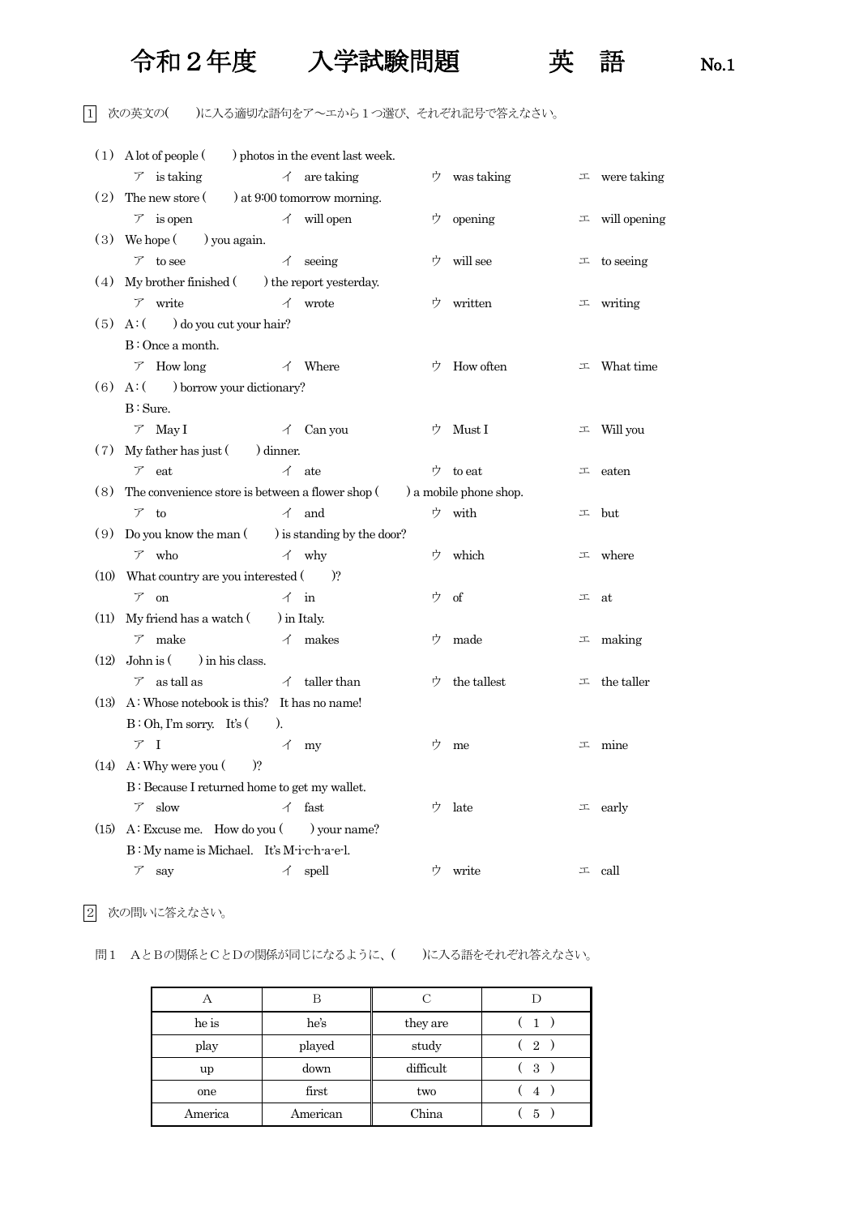# 令和２年度　　入学試験問題　　　　英　語　　No.1

1　次の英文の(　　)に入る適切な語句をア～エから１つ選び、それぞれ記号で答えなさい。

（1）A lot of people (　　) photos in the event last week.
　ア is taking　　イ are taking　　ウ was taking　　エ were taking

（2）The new store (　　) at 9:00 tomorrow morning.
　ア is open　　イ will open　　ウ opening　　エ will opening

（3）We hope (　　) you again.
　ア to see　　イ seeing　　ウ will see　　エ to seeing

（4）My brother finished (　　) the report yesterday.
　ア write　　イ wrote　　ウ written　　エ writing

（5）A : (　　) do you cut your hair?
　B : Once a month.
　ア How long　　イ Where　　ウ How often　　エ What time

（6）A : (　　) borrow your dictionary?
　B : Sure.
　ア May I　　イ Can you　　ウ Must I　　エ Will you

（7）My father has just (　　) dinner.
　ア eat　　イ ate　　ウ to eat　　エ eaten

（8）The convenience store is between a flower shop (　　) a mobile phone shop.
　ア to　　イ and　　ウ with　　エ but

（9）Do you know the man (　　) is standing by the door?
　ア who　　イ why　　ウ which　　エ where

（10）What country are you interested (　　)?
　ア on　　イ in　　ウ of　　エ at

（11）My friend has a watch (　　) in Italy.
　ア make　　イ makes　　ウ made　　エ making

（12）John is (　　) in his class.
　ア as tall as　　イ taller than　　ウ the tallest　　エ the taller

（13）A : Whose notebook is this?　It has no name!
　B : Oh, I'm sorry.　It's (　　).
　ア I　　イ my　　ウ me　　エ mine

（14）A : Why were you (　　)?
　B : Because I returned home to get my wallet.
　ア slow　　イ fast　　ウ late　　エ early

（15）A : Excuse me.　How do you (　　) your name?
　B : My name is Michael.　It's M-i-c-h-a-e-l.
　ア say　　イ spell　　ウ write　　エ call

2　次の問いに答えなさい。

問１　ＡとＢの関係とＣとＤの関係が同じになるように、(　　)に入る語をそれぞれ答えなさい。

| A | B | C | D |
|---|---|---|---|
| he is | he's | they are | ( 1 ) |
| play | played | study | ( 2 ) |
| up | down | difficult | ( 3 ) |
| one | first | two | ( 4 ) |
| America | American | China | ( 5 ) |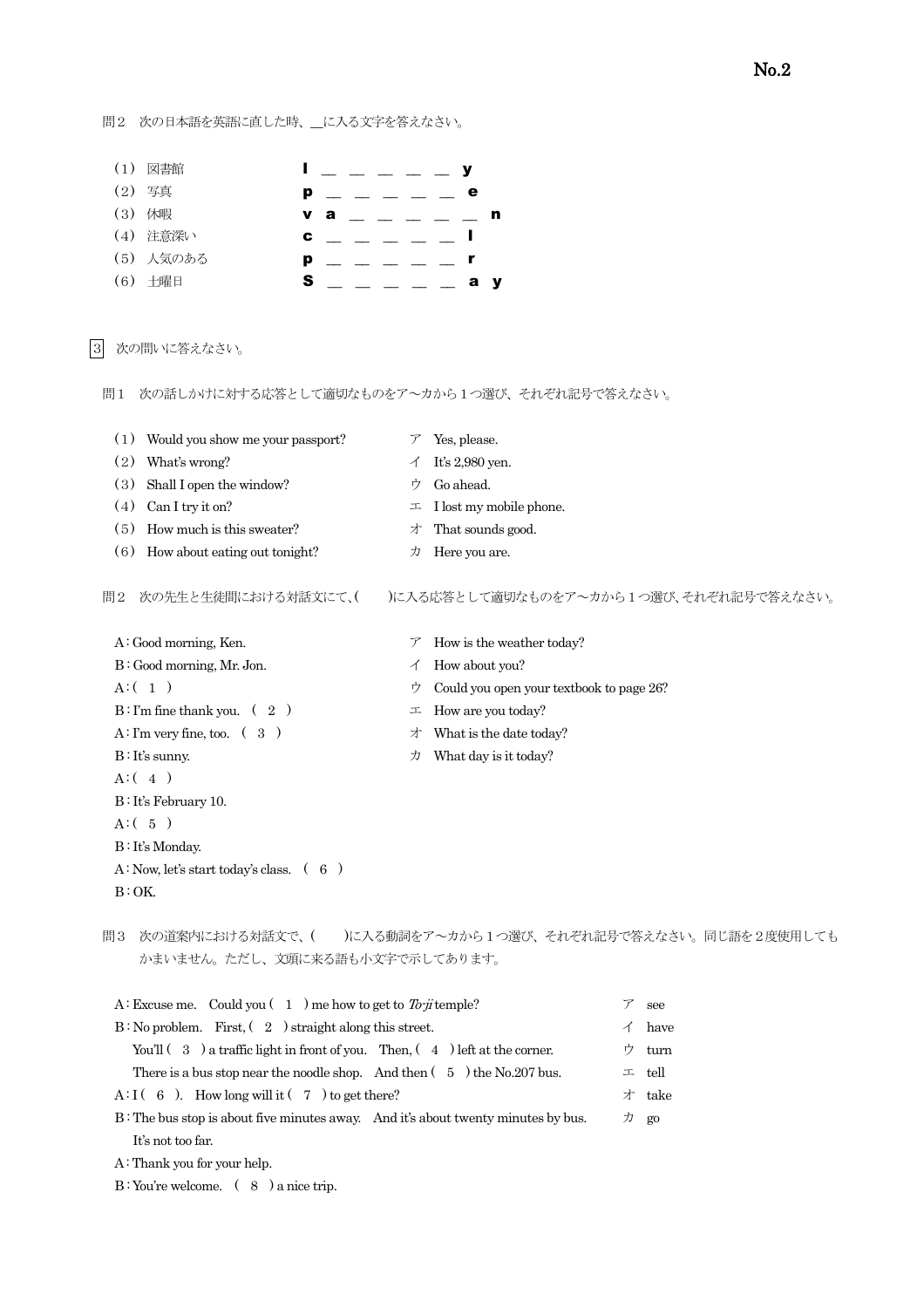問２　次の日本語を英語に直した時、＿に入る文字を答えなさい。

（1）図書館　　l ＿ ＿ ＿ ＿ ＿ y
（2）写真　　p ＿ ＿ ＿ ＿ ＿ e
（3）休暇　　v a ＿ ＿ ＿ ＿ ＿ n
（4）注意深い　　c ＿ ＿ ＿ ＿ ＿ l
（5）人気のある　　p ＿ ＿ ＿ ＿ ＿ r
（6）土曜日　　S ＿ ＿ ＿ ＿ ＿ a y

## 3　次の問いに答えなさい。

問１　次の話しかけに対する応答として適切なものをア～カから１つ選び、それぞれ記号で答えなさい。

（1）Would you show me your passport?
（2）What's wrong?
（3）Shall I open the window?
（4）Can I try it on?
（5）How much is this sweater?
（6）How about eating out tonight?

ア　Yes, please.
イ　It's 2,980 yen.
ウ　Go ahead.
エ　I lost my mobile phone.
オ　That sounds good.
カ　Here you are.

問２　次の先生と生徒間における対話文にて、(　　)に入る応答として適切なものをア～カから１つ選び、それぞれ記号で答えなさい。

A : Good morning, Ken.
B : Good morning, Mr. Jon.
A : (　1　)
B : I'm fine thank you.　(　2　)
A : I'm very fine, too.　(　3　)
B : It's sunny.
A : (　4　)
B : It's February 10.
A : (　5　)
B : It's Monday.
A : Now, let's start today's class.　(　6　)
B : OK.

ア　How is the weather today?
イ　How about you?
ウ　Could you open your textbook to page 26?
エ　How are you today?
オ　What is the date today?
カ　What day is it today?

問３　次の道案内における対話文で、(　　)に入る動詞をア～カから１つ選び、それぞれ記号で答えなさい。同じ語を２度使用してもかまいません。ただし、文頭に来る語も小文字で示してあります。

A : Excuse me.　Could you (　1　) me how to get to *To-ji* temple?
B : No problem.　First, (　2　) straight along this street.
　You'll (　3　) a traffic light in front of you.　Then, (　4　) left at the corner.
　There is a bus stop near the noodle shop.　And then (　5　) the No.207 bus.
A : I (　6　).　How long will it (　7　) to get there?
B : The bus stop is about five minutes away.　And it's about twenty minutes by bus.
　It's not too far.
A : Thank you for your help.
B : You're welcome.　(　8　) a nice trip.

ア　see
イ　have
ウ　turn
エ　tell
オ　take
カ　go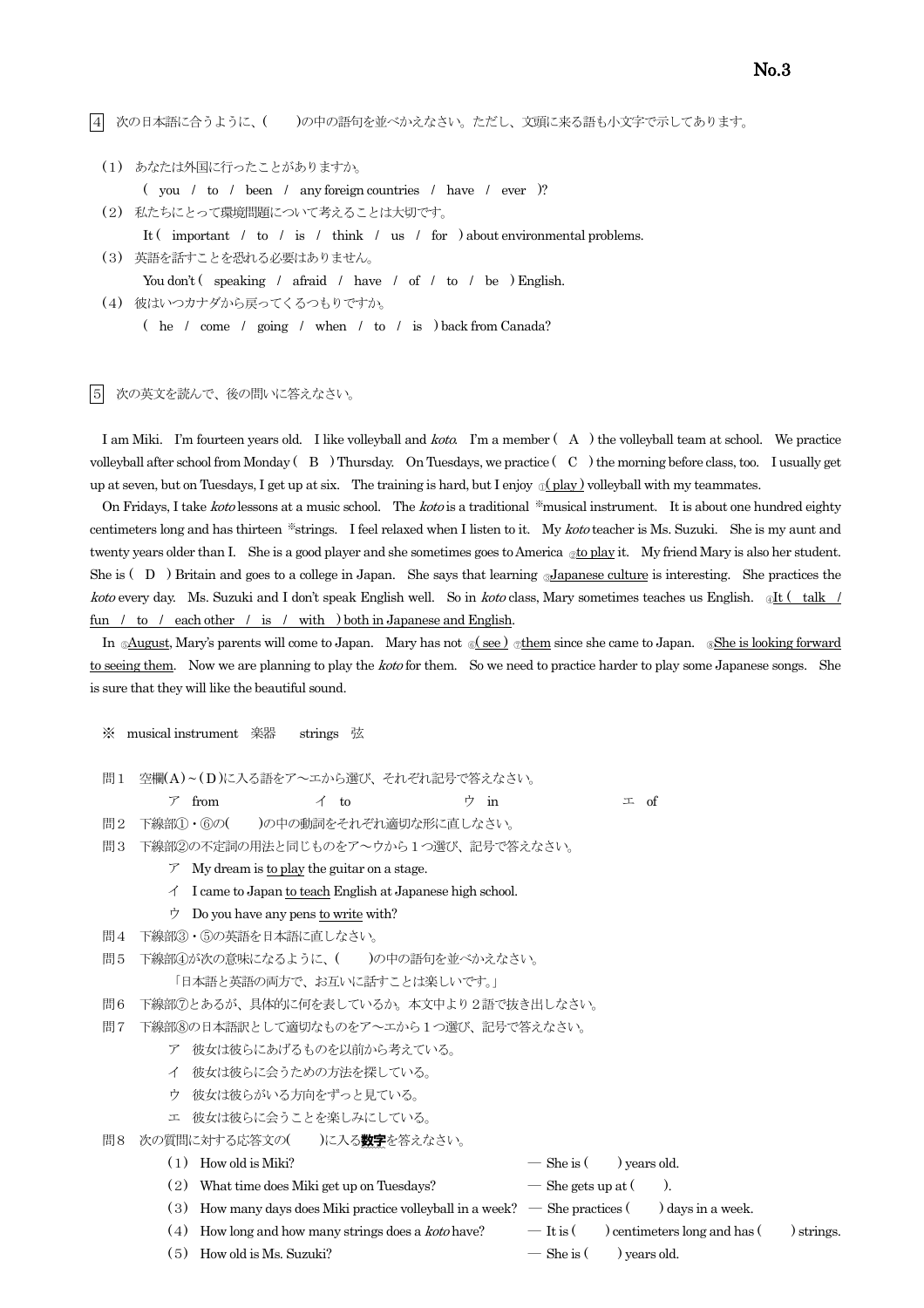4 次の日本語に合うように、( )の中の語句を並べかえなさい。ただし、文頭に来る語も小文字で示してあります。

（1） あなたは外国に行ったことがありますか。
　　( you / to / been / any foreign countries / have / ever )?

（2） 私たちにとって環境問題について考えることは大切です。
　　It ( important / to / is / think / us / for ) about environmental problems.

（3） 英語を話すことを恐れる必要はありません。
　　You don't ( speaking / afraid / have / of / to / be ) English.

（4） 彼はいつカナダから戻ってくるつもりですか。
　　( he / come / going / when / to / is ) back from Canada?

5 次の英文を読んで、後の問いに答えなさい。

I am Miki. I'm fourteen years old. I like volleyball and *koto*. I'm a member ( A ) the volleyball team at school. We practice volleyball after school from Monday ( B ) Thursday. On Tuesdays, we practice ( C ) the morning before class, too. I usually get up at seven, but on Tuesdays, I get up at six. The training is hard, but I enjoy ①( play ) volleyball with my teammates.

On Fridays, I take *koto* lessons at a music school. The *koto* is a traditional ※musical instrument. It is about one hundred eighty centimeters long and has thirteen ※strings. I feel relaxed when I listen to it. My *koto* teacher is Ms. Suzuki. She is my aunt and twenty years older than I. She is a good player and she sometimes goes to America ②to play it. My friend Mary is also her student. She is ( D ) Britain and goes to a college in Japan. She says that learning ③Japanese culture is interesting. She practices the *koto* every day. Ms. Suzuki and I don't speak English well. So in *koto* class, Mary sometimes teaches us English. ④It ( talk / fun / to / each other / is / with ) both in Japanese and English.

In ⑤August, Mary's parents will come to Japan. Mary has not ⑥( see ) ⑦them since she came to Japan. ⑧She is looking forward to seeing them. Now we are planning to play the *koto* for them. So we need to practice harder to play some Japanese songs. She is sure that they will like the beautiful sound.

※ musical instrument 楽器　strings 弦

問１ 空欄(A)～(D)に入る語をア～エから選び、それぞれ記号で答えなさい。
　ア from　イ to　ウ in　エ of

問２ 下線部①・⑥の( )の中の動詞をそれぞれ適切な形に直しなさい。

問３ 下線部②の不定詞の用法と同じものをア～ウから１つ選び、記号で答えなさい。
　ア My dream is to play the guitar on a stage.
　イ I came to Japan to teach English at Japanese high school.
　ウ Do you have any pens to write with?

問４ 下線部③・⑤の英語を日本語に直しなさい。

問５ 下線部④が次の意味になるように、( )の中の語句を並べかえなさい。
　「日本語と英語の両方で、お互いに話すことは楽しいです。」

問６ 下線部⑦とあるが、具体的に何を表しているか。本文中より２語で抜き出しなさい。

問７ 下線部⑧の日本語訳として適切なものをア～エから１つ選び、記号で答えなさい。
　ア 彼女は彼らにあげるものを以前から考えている。
　イ 彼女は彼らに会うための方法を探している。
　ウ 彼女は彼らがいる方向をずっと見ている。
　エ 彼女は彼らに会うことを楽しみにしている。

問８ 次の質問に対する応答文の( )に入る**数字**を答えなさい。
　（1） How old is Miki? — She is ( ) years old.
　（2） What time does Miki get up on Tuesdays? — She gets up at ( ).
　（3） How many days does Miki practice volleyball in a week? — She practices ( ) days in a week.
　（4） How long and how many strings does a *koto* have? — It is ( ) centimeters long and has ( ) strings.
　（5） How old is Ms. Suzuki? — She is ( ) years old.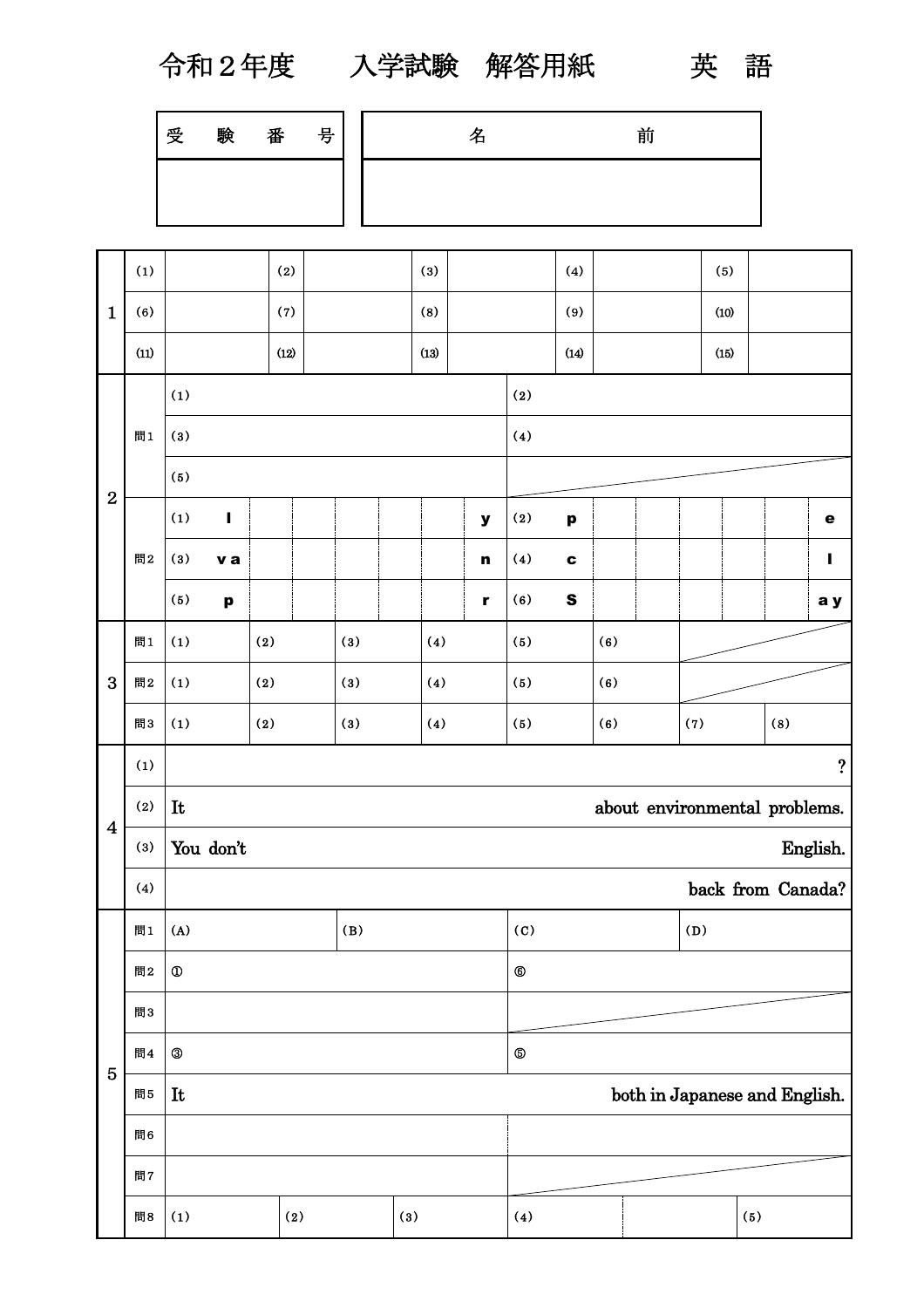# 令和２年度　入学試験　解答用紙　英　語

| 受　験　番　号 | 名　　前 |
|---|---|
| | |

| | | | | | | | | | | | | | | | | | |
|---|---|---|---|---|---|---|---|---|---|---|---|---|---|---|---|---|---|
| 1 | (1) | | (2) | | (3) | | (4) | | (5) | | | | | | | | |
| | (6) | | (7) | | (8) | | (9) | | (10) | | | | | | | | |
| | (11) | | (12) | | (13) | | (14) | | (15) | | | | | | | | |
| 2 | 問1 | (1) | | | | | | | (2) | | | | | | | | |
| | | (3) | | | | | | | (4) | | | | | | | | |
| | | (5) | | | | | | | | | | | | | | | |
| | 問2 | (1) l | | | | | | y | (2) p | | | | | | e | | |
| | | (3) va | | | | | | n | (4) c | | | | | | l | | |
| | | (5) p | | | | | | r | (6) S | | | | | | ay | | |
| 3 | 問1 | (1) | (2) | (3) | (4) | (5) | (6) | | | | | | | | | | |
| | 問2 | (1) | (2) | (3) | (4) | (5) | (6) | | | | | | | | | | |
| | 問3 | (1) | (2) | (3) | (4) | (5) | (6) | (7) | (8) | | | | | | | | |
| 4 | (1) | ? | | | | | | | | | | | | | | | |
| | (2) | It　　　about environmental problems. | | | | | | | | | | | | | | | |
| | (3) | You don't　　　English. | | | | | | | | | | | | | | | |
| | (4) | back from Canada? | | | | | | | | | | | | | | | |
| 5 | 問1 | (A) | (B) | (C) | (D) | | | | | | | | | | | | |
| | 問2 | ① | ⑥ | | | | | | | | | | | | | | |
| | 問3 | | | | | | | | | | | | | | | | |
| | 問4 | ③ | ⑤ | | | | | | | | | | | | | | |
| | 問5 | It　　　both in Japanese and English. | | | | | | | | | | | | | | | |
| | 問6 | | | | | | | | | | | | | | | | |
| | 問7 | | | | | | | | | | | | | | | | |
| | 問8 | (1) | (2) | (3) | (4) | | (5) | | | | | | | | | | |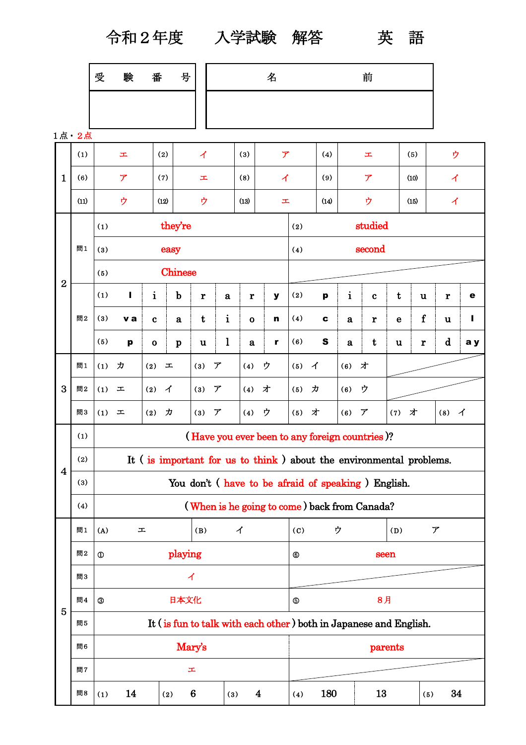# 令和２年度　入学試験　解答　英　語

| 受　験　番　号 | 名　　　　前 |
|---|---|
| | |

１点・２点

| | | | | | | | | | | |
|---|---|---|---|---|---|---|---|---|---|---|
| 1 | (1) | エ | (2) | イ | (3) | ア | (4) | エ | (5) | ウ |
| | (6) | ア | (7) | エ | (8) | イ | (9) | ア | (10) | イ |
| | (11) | ウ | (12) | ウ | (13) | エ | (14) | ウ | (15) | イ |

**2**

| | | | | |
|---|---|---|---|---|
| 問１ | (1) | they're | (2) | studied |
| | (3) | easy | (4) | second |
| | (5) | Chinese | | |

| | | | | | | | | | | | | | | | | |
|---|---|---|---|---|---|---|---|---|---|---|---|---|---|---|---|---|
| 問２ | (1) | l | i | b | r | a | r | y | (2) | p | i | c | t | u | r | e |
| | (3) | va | c | a | t | i | o | n | (4) | c | a | r | e | f | u | l |
| | (5) | p | o | p | u | l | a | r | (6) | S | a | t | u | r | d | ay |

**3**

| | | | | | | | | |
|---|---|---|---|---|---|---|---|---|
| 問１ | (1) カ | (2) エ | (3) ア | (4) ウ | (5) イ | (6) オ | | |
| 問２ | (1) エ | (2) イ | (3) ア | (4) オ | (5) カ | (6) ウ | | |
| 問３ | (1) エ | (2) カ | (3) ア | (4) ウ | (5) オ | (6) ア | (7) オ | (8) イ |

**4**

| | |
|---|---|
| (1) | ( Have you ever been to any foreign countries )? |
| (2) | It ( is important for us to think ) about the environmental problems. |
| (3) | You don't ( have to be afraid of speaking ) English. |
| (4) | ( When is he going to come ) back from Canada? |

**5**

| | | | | | | | | |
|---|---|---|---|---|---|---|---|---|
| 問１ | (A) | エ | (B) | イ | (C) | ウ | (D) | ア |
| 問２ | ① | playing | | | ⑥ | seen | | |
| 問３ | イ | | | | | | | |
| 問４ | ③ | 日本文化 | | | ⑤ | ８月 | | |
| 問５ | It ( is fun to talk with each other ) both in Japanese and English. | | | | | | | |
| 問６ | Mary's | | | | parents | | | |
| 問７ | エ | | | | | | | |
| 問８ | (1) 14 | (2) 6 | (3) 4 | | (4) 180 | 13 | (5) 34 | |